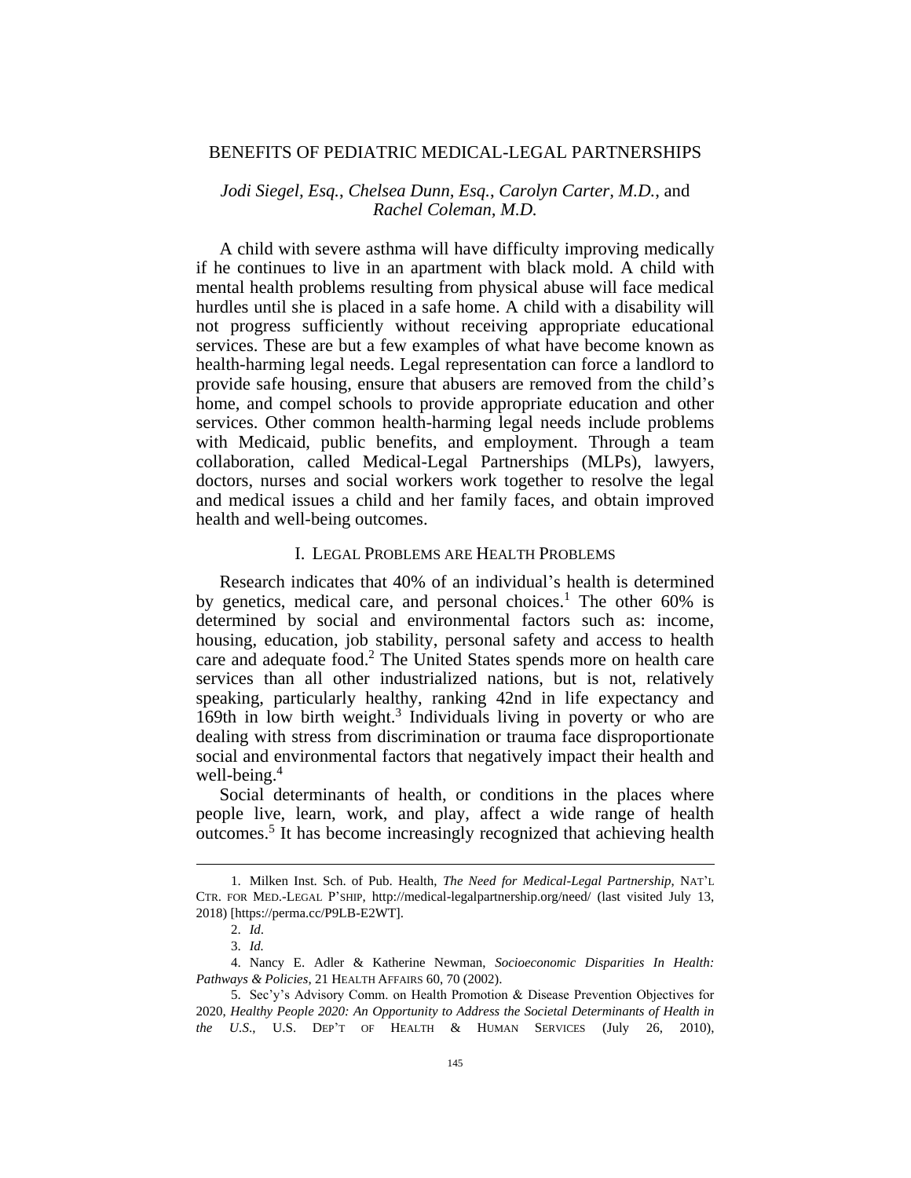# BENEFITS OF PEDIATRIC MEDICAL-LEGAL PARTNERSHIPS

*Jodi Siegel, Esq.*, *Chelsea Dunn, Esq.*, *Carolyn Carter, M.D.*, and *Rachel Coleman, M.D.*

A child with severe asthma will have difficulty improving medically if he continues to live in an apartment with black mold. A child with mental health problems resulting from physical abuse will face medical hurdles until she is placed in a safe home. A child with a disability will not progress sufficiently without receiving appropriate educational services. These are but a few examples of what have become known as health-harming legal needs. Legal representation can force a landlord to provide safe housing, ensure that abusers are removed from the child's home, and compel schools to provide appropriate education and other services. Other common health-harming legal needs include problems with Medicaid, public benefits, and employment. Through a team collaboration, called Medical-Legal Partnerships (MLPs), lawyers, doctors, nurses and social workers work together to resolve the legal and medical issues a child and her family faces, and obtain improved health and well-being outcomes.

## I. LEGAL PROBLEMS ARE HEALTH PROBLEMS

Research indicates that 40% of an individual's health is determined by genetics, medical care, and personal choices.[1] The other 60% is determined by social and environmental factors such as: income, housing, education, job stability, personal safety and access to health care and adequate food.[2] The United States spends more on health care services than all other industrialized nations, but is not, relatively speaking, particularly healthy, ranking 42nd in life expectancy and 169th in low birth weight.[3] Individuals living in poverty or who are dealing with stress from discrimination or trauma face disproportionate social and environmental factors that negatively impact their health and well-being.[4]

Social determinants of health, or conditions in the places where people live, learn, work, and play, affect a wide range of health outcomes.[5] It has become increasingly recognized that achieving health

---

1. Milken Inst. Sch. of Pub. Health, *The Need for Medical-Legal Partnership*, NAT'L CTR. FOR MED.-LEGAL P'SHIP, http://medical-legalpartnership.org/need/ (last visited July 13, 2018) [https://perma.cc/P9LB-E2WT].

2. *Id*.

3. *Id.*

4. Nancy E. Adler & Katherine Newman, *Socioeconomic Disparities In Health: Pathways & Policies*, 21 HEALTH AFFAIRS 60, 70 (2002).

5. Sec'y's Advisory Comm. on Health Promotion & Disease Prevention Objectives for 2020, *Healthy People 2020: An Opportunity to Address the Societal Determinants of Health in the U.S.*, U.S. DEP'T OF HEALTH & HUMAN SERVICES (July 26, 2010),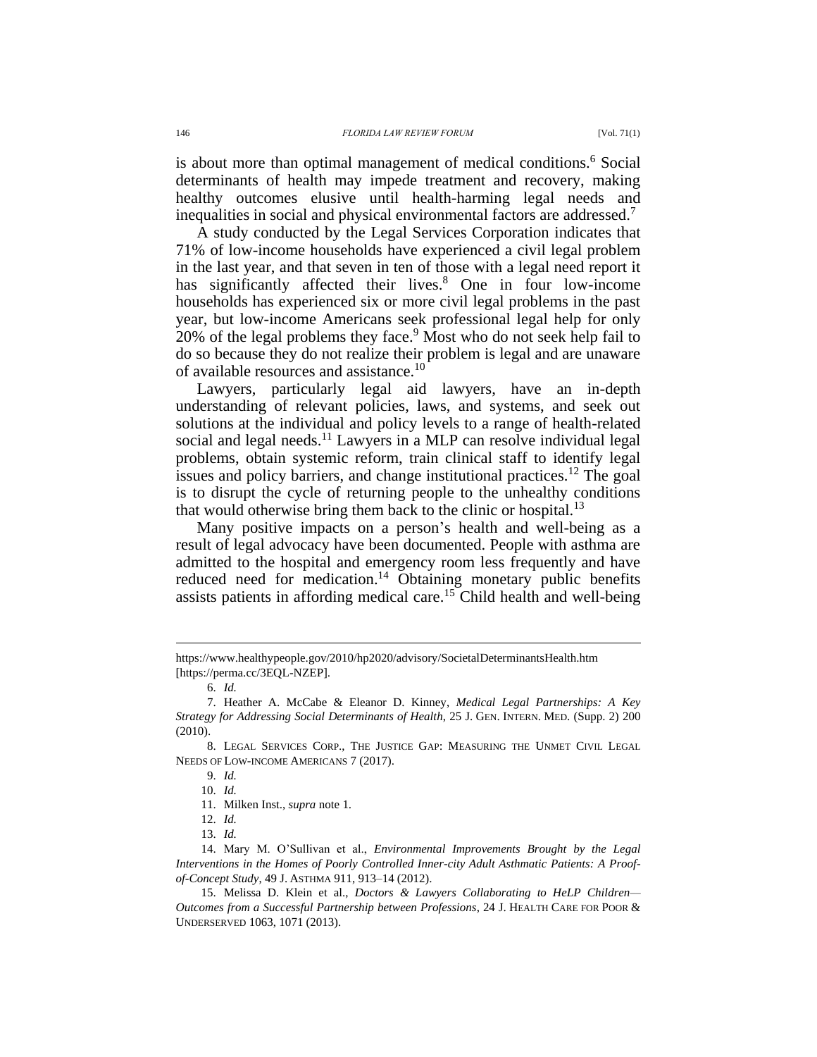is about more than optimal management of medical conditions.[6] Social determinants of health may impede treatment and recovery, making healthy outcomes elusive until health-harming legal needs and inequalities in social and physical environmental factors are addressed.[7]

A study conducted by the Legal Services Corporation indicates that 71% of low-income households have experienced a civil legal problem in the last year, and that seven in ten of those with a legal need report it has significantly affected their lives.[8] One in four low-income households has experienced six or more civil legal problems in the past year, but low-income Americans seek professional legal help for only 20% of the legal problems they face.[9] Most who do not seek help fail to do so because they do not realize their problem is legal and are unaware of available resources and assistance.[10]

Lawyers, particularly legal aid lawyers, have an in-depth understanding of relevant policies, laws, and systems, and seek out solutions at the individual and policy levels to a range of health-related social and legal needs.[11] Lawyers in a MLP can resolve individual legal problems, obtain systemic reform, train clinical staff to identify legal issues and policy barriers, and change institutional practices.[12] The goal is to disrupt the cycle of returning people to the unhealthy conditions that would otherwise bring them back to the clinic or hospital.[13]

Many positive impacts on a person's health and well-being as a result of legal advocacy have been documented. People with asthma are admitted to the hospital and emergency room less frequently and have reduced need for medication.[14] Obtaining monetary public benefits assists patients in affording medical care.[15] Child health and well-being

---

https://www.healthypeople.gov/2010/hp2020/advisory/SocietalDeterminantsHealth.htm [https://perma.cc/3EQL-NZEP].

6. *Id.*

7. Heather A. McCabe & Eleanor D. Kinney, *Medical Legal Partnerships: A Key Strategy for Addressing Social Determinants of Health*, 25 J. GEN. INTERN. MED. (Supp. 2) 200 (2010).

8. LEGAL SERVICES CORP., THE JUSTICE GAP: MEASURING THE UNMET CIVIL LEGAL NEEDS OF LOW-INCOME AMERICANS 7 (2017).

9. *Id.*

10. *Id.*

11. Milken Inst., *supra* note 1.

12. *Id.*

13. *Id.*

14. Mary M. O'Sullivan et al., *Environmental Improvements Brought by the Legal Interventions in the Homes of Poorly Controlled Inner-city Adult Asthmatic Patients: A Proof-of-Concept Study*, 49 J. ASTHMA 911, 913–14 (2012).

15. Melissa D. Klein et al., *Doctors & Lawyers Collaborating to HeLP Children—Outcomes from a Successful Partnership between Professions*, 24 J. HEALTH CARE FOR POOR & UNDERSERVED 1063, 1071 (2013).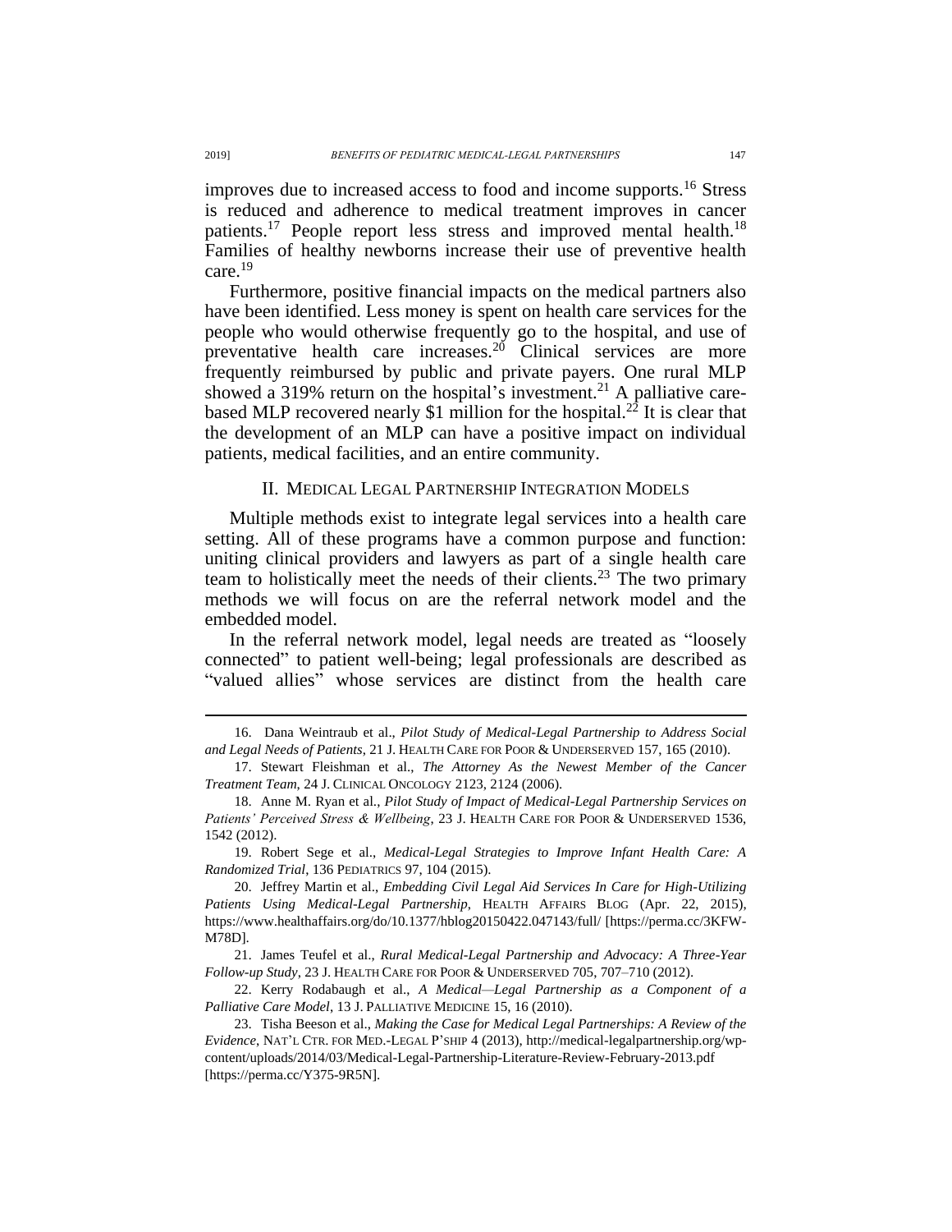improves due to increased access to food and income supports.[16] Stress is reduced and adherence to medical treatment improves in cancer patients.[17] People report less stress and improved mental health.[18] Families of healthy newborns increase their use of preventive health care.[19]

Furthermore, positive financial impacts on the medical partners also have been identified. Less money is spent on health care services for the people who would otherwise frequently go to the hospital, and use of preventative health care increases.[20] Clinical services are more frequently reimbursed by public and private payers. One rural MLP showed a 319% return on the hospital's investment.[21] A palliative care-based MLP recovered nearly $1 million for the hospital.[22] It is clear that the development of an MLP can have a positive impact on individual patients, medical facilities, and an entire community.

## II. MEDICAL LEGAL PARTNERSHIP INTEGRATION MODELS

Multiple methods exist to integrate legal services into a health care setting. All of these programs have a common purpose and function: uniting clinical providers and lawyers as part of a single health care team to holistically meet the needs of their clients.[23] The two primary methods we will focus on are the referral network model and the embedded model.

In the referral network model, legal needs are treated as "loosely connected" to patient well-being; legal professionals are described as "valued allies" whose services are distinct from the health care

---

16. Dana Weintraub et al., *Pilot Study of Medical-Legal Partnership to Address Social and Legal Needs of Patients*, 21 J. HEALTH CARE FOR POOR & UNDERSERVED 157, 165 (2010).

17. Stewart Fleishman et al., *The Attorney As the Newest Member of the Cancer Treatment Team*, 24 J. CLINICAL ONCOLOGY 2123, 2124 (2006).

18. Anne M. Ryan et al., *Pilot Study of Impact of Medical-Legal Partnership Services on Patients' Perceived Stress & Wellbeing*, 23 J. HEALTH CARE FOR POOR & UNDERSERVED 1536, 1542 (2012).

19. Robert Sege et al., *Medical-Legal Strategies to Improve Infant Health Care: A Randomized Trial*, 136 PEDIATRICS 97, 104 (2015).

20. Jeffrey Martin et al., *Embedding Civil Legal Aid Services In Care for High-Utilizing Patients Using Medical-Legal Partnership*, HEALTH AFFAIRS BLOG (Apr. 22, 2015), https://www.healthaffairs.org/do/10.1377/hblog20150422.047143/full/ [https://perma.cc/3KFW-M78D].

21. James Teufel et al., *Rural Medical-Legal Partnership and Advocacy: A Three-Year Follow-up Study*, 23 J. HEALTH CARE FOR POOR & UNDERSERVED 705, 707–710 (2012).

22. Kerry Rodabaugh et al., *A Medical—Legal Partnership as a Component of a Palliative Care Model*, 13 J. PALLIATIVE MEDICINE 15, 16 (2010).

23. Tisha Beeson et al., *Making the Case for Medical Legal Partnerships: A Review of the Evidence*, NAT'L CTR. FOR MED.-LEGAL P'SHIP 4 (2013), http://medical-legalpartnership.org/wp-content/uploads/2014/03/Medical-Legal-Partnership-Literature-Review-February-2013.pdf [https://perma.cc/Y375-9R5N].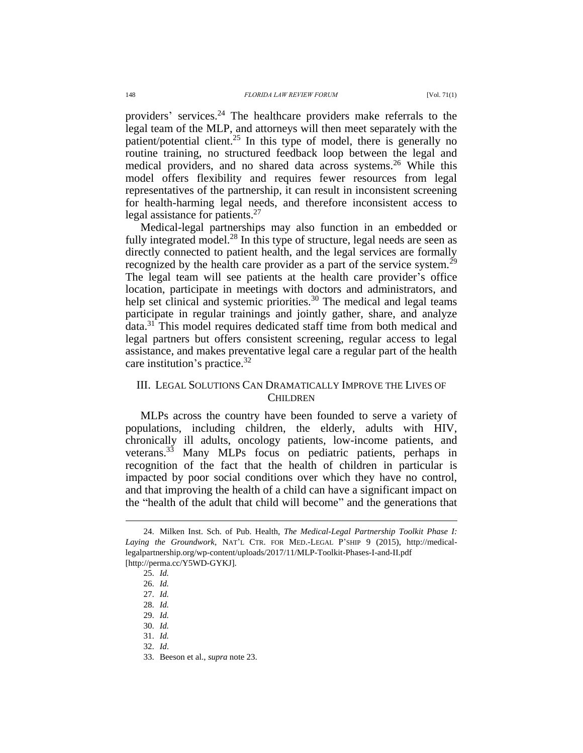providers' services.[24] The healthcare providers make referrals to the legal team of the MLP, and attorneys will then meet separately with the patient/potential client.[25] In this type of model, there is generally no routine training, no structured feedback loop between the legal and medical providers, and no shared data across systems.[26] While this model offers flexibility and requires fewer resources from legal representatives of the partnership, it can result in inconsistent screening for health-harming legal needs, and therefore inconsistent access to legal assistance for patients.[27]

Medical-legal partnerships may also function in an embedded or fully integrated model.[28] In this type of structure, legal needs are seen as directly connected to patient health, and the legal services are formally recognized by the health care provider as a part of the service system.[29] The legal team will see patients at the health care provider's office location, participate in meetings with doctors and administrators, and help set clinical and systemic priorities.[30] The medical and legal teams participate in regular trainings and jointly gather, share, and analyze data.[31] This model requires dedicated staff time from both medical and legal partners but offers consistent screening, regular access to legal assistance, and makes preventative legal care a regular part of the health care institution's practice.[32]

## III. Legal Solutions Can Dramatically Improve the Lives of Children

MLPs across the country have been founded to serve a variety of populations, including children, the elderly, adults with HIV, chronically ill adults, oncology patients, low-income patients, and veterans.[33] Many MLPs focus on pediatric patients, perhaps in recognition of the fact that the health of children in particular is impacted by poor social conditions over which they have no control, and that improving the health of a child can have a significant impact on the "health of the adult that child will become" and the generations that

---

24. Milken Inst. Sch. of Pub. Health, *The Medical-Legal Partnership Toolkit Phase I: Laying the Groundwork*, NAT'L CTR. FOR MED.-LEGAL P'SHIP 9 (2015), http://medical-legalpartnership.org/wp-content/uploads/2017/11/MLP-Toolkit-Phases-I-and-II.pdf [http://perma.cc/Y5WD-GYKJ].

25. *Id.*

26. *Id.*

27. *Id.*

28. *Id.*

29. *Id.*

30. *Id.*

31. *Id.*

32. *Id*.

33. Beeson et al., *supra* note 23.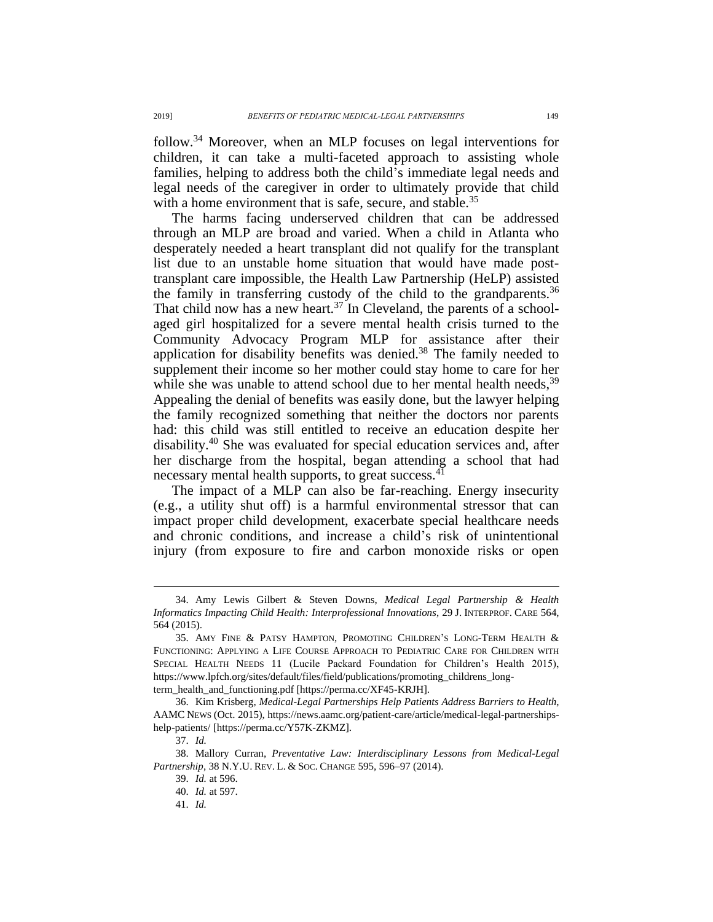follow.[34] Moreover, when an MLP focuses on legal interventions for children, it can take a multi-faceted approach to assisting whole families, helping to address both the child's immediate legal needs and legal needs of the caregiver in order to ultimately provide that child with a home environment that is safe, secure, and stable.[35]

The harms facing underserved children that can be addressed through an MLP are broad and varied. When a child in Atlanta who desperately needed a heart transplant did not qualify for the transplant list due to an unstable home situation that would have made post-transplant care impossible, the Health Law Partnership (HeLP) assisted the family in transferring custody of the child to the grandparents.[36] That child now has a new heart.[37] In Cleveland, the parents of a school-aged girl hospitalized for a severe mental health crisis turned to the Community Advocacy Program MLP for assistance after their application for disability benefits was denied.[38] The family needed to supplement their income so her mother could stay home to care for her while she was unable to attend school due to her mental health needs,[39] Appealing the denial of benefits was easily done, but the lawyer helping the family recognized something that neither the doctors nor parents had: this child was still entitled to receive an education despite her disability.[40] She was evaluated for special education services and, after her discharge from the hospital, began attending a school that had necessary mental health supports, to great success.[41]

The impact of a MLP can also be far-reaching. Energy insecurity (e.g., a utility shut off) is a harmful environmental stressor that can impact proper child development, exacerbate special healthcare needs and chronic conditions, and increase a child's risk of unintentional injury (from exposure to fire and carbon monoxide risks or open

---

34. Amy Lewis Gilbert & Steven Downs, *Medical Legal Partnership & Health Informatics Impacting Child Health: Interprofessional Innovations*, 29 J. INTERPROF. CARE 564, 564 (2015).

35. AMY FINE & PATSY HAMPTON, PROMOTING CHILDREN'S LONG-TERM HEALTH & FUNCTIONING: APPLYING A LIFE COURSE APPROACH TO PEDIATRIC CARE FOR CHILDREN WITH SPECIAL HEALTH NEEDS 11 (Lucile Packard Foundation for Children's Health 2015), https://www.lpfch.org/sites/default/files/field/publications/promoting_childrens_long-term_health_and_functioning.pdf [https://perma.cc/XF45-KRJH].

36. Kim Krisberg, *Medical-Legal Partnerships Help Patients Address Barriers to Health*, AAMC NEWS (Oct. 2015), https://news.aamc.org/patient-care/article/medical-legal-partnerships-help-patients/ [https://perma.cc/Y57K-ZKMZ].

37. *Id.*

38. Mallory Curran, *Preventative Law: Interdisciplinary Lessons from Medical-Legal Partnership*, 38 N.Y.U. REV. L. & SOC. CHANGE 595, 596–97 (2014).

39. *Id.* at 596.

40. *Id.* at 597.

41. *Id.*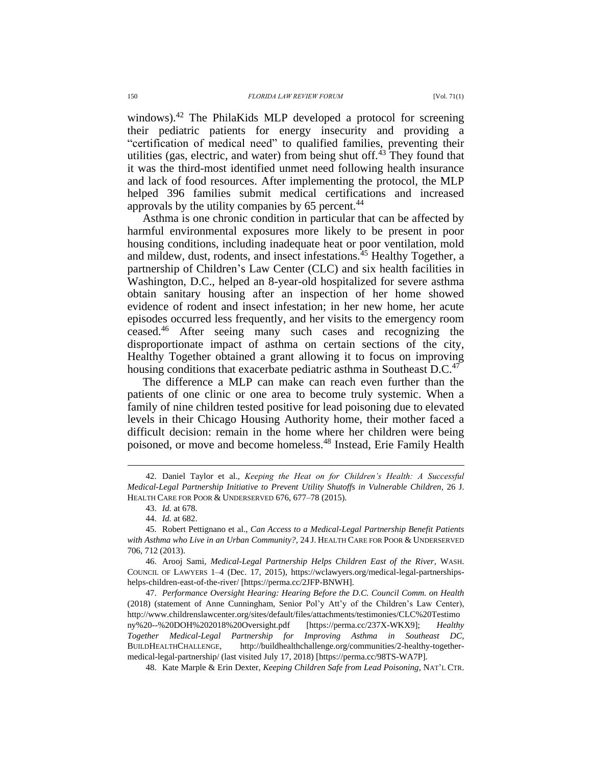windows).[42] The PhilaKids MLP developed a protocol for screening their pediatric patients for energy insecurity and providing a "certification of medical need" to qualified families, preventing their utilities (gas, electric, and water) from being shut off.[43] They found that it was the third-most identified unmet need following health insurance and lack of food resources. After implementing the protocol, the MLP helped 396 families submit medical certifications and increased approvals by the utility companies by 65 percent.[44]

Asthma is one chronic condition in particular that can be affected by harmful environmental exposures more likely to be present in poor housing conditions, including inadequate heat or poor ventilation, mold and mildew, dust, rodents, and insect infestations.[45] Healthy Together, a partnership of Children's Law Center (CLC) and six health facilities in Washington, D.C., helped an 8-year-old hospitalized for severe asthma obtain sanitary housing after an inspection of her home showed evidence of rodent and insect infestation; in her new home, her acute episodes occurred less frequently, and her visits to the emergency room ceased.[46] After seeing many such cases and recognizing the disproportionate impact of asthma on certain sections of the city, Healthy Together obtained a grant allowing it to focus on improving housing conditions that exacerbate pediatric asthma in Southeast D.C.[47]

The difference a MLP can make can reach even further than the patients of one clinic or one area to become truly systemic. When a family of nine children tested positive for lead poisoning due to elevated levels in their Chicago Housing Authority home, their mother faced a difficult decision: remain in the home where her children were being poisoned, or move and become homeless.[48] Instead, Erie Family Health

---

42. Daniel Taylor et al., *Keeping the Heat on for Children's Health: A Successful Medical-Legal Partnership Initiative to Prevent Utility Shutoffs in Vulnerable Children*, 26 J. HEALTH CARE FOR POOR & UNDERSERVED 676, 677–78 (2015).

43. *Id.* at 678.

44. *Id.* at 682.

45. Robert Pettignano et al., *Can Access to a Medical-Legal Partnership Benefit Patients with Asthma who Live in an Urban Community?*, 24 J. HEALTH CARE FOR POOR & UNDERSERVED 706, 712 (2013).

46. Arooj Sami, *Medical-Legal Partnership Helps Children East of the River*, WASH. COUNCIL OF LAWYERS 1–4 (Dec. 17, 2015), https://wclawyers.org/medical-legal-partnerships-helps-children-east-of-the-river/ [https://perma.cc/2JFP-BNWH].

47. *Performance Oversight Hearing: Hearing Before the D.C. Council Comm. on Health* (2018) (statement of Anne Cunningham, Senior Pol'y Att'y of the Children's Law Center), http://www.childrenslawcenter.org/sites/default/files/attachments/testimonies/CLC%20Testimony%20--%20DOH%202018%20Oversight.pdf [https://perma.cc/237X-WKX9]; *Healthy Together Medical-Legal Partnership for Improving Asthma in Southeast DC*, BUILDHEALTHCHALLENGE, http://buildhealthchallenge.org/communities/2-healthy-together-medical-legal-partnership/ (last visited July 17, 2018) [https://perma.cc/98TS-WA7P].

48. Kate Marple & Erin Dexter, *Keeping Children Safe from Lead Poisoning*, NAT'L CTR.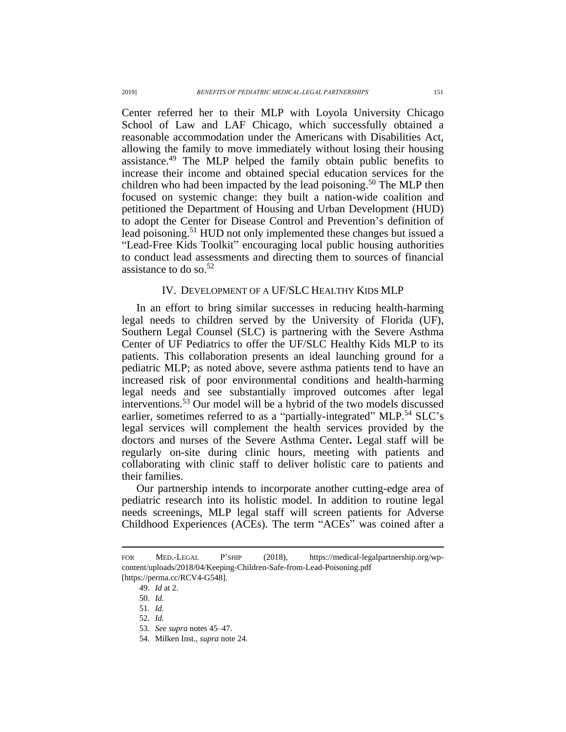Center referred her to their MLP with Loyola University Chicago School of Law and LAF Chicago, which successfully obtained a reasonable accommodation under the Americans with Disabilities Act, allowing the family to move immediately without losing their housing assistance.[49] The MLP helped the family obtain public benefits to increase their income and obtained special education services for the children who had been impacted by the lead poisoning.[50] The MLP then focused on systemic change: they built a nation-wide coalition and petitioned the Department of Housing and Urban Development (HUD) to adopt the Center for Disease Control and Prevention's definition of lead poisoning.[51] HUD not only implemented these changes but issued a "Lead-Free Kids Toolkit" encouraging local public housing authorities to conduct lead assessments and directing them to sources of financial assistance to do so.[52]

## IV. Development of a UF/SLC Healthy Kids MLP

In an effort to bring similar successes in reducing health-harming legal needs to children served by the University of Florida (UF), Southern Legal Counsel (SLC) is partnering with the Severe Asthma Center of UF Pediatrics to offer the UF/SLC Healthy Kids MLP to its patients. This collaboration presents an ideal launching ground for a pediatric MLP; as noted above, severe asthma patients tend to have an increased risk of poor environmental conditions and health-harming legal needs and see substantially improved outcomes after legal interventions.[53] Our model will be a hybrid of the two models discussed earlier, sometimes referred to as a "partially-integrated" MLP.[54] SLC's legal services will complement the health services provided by the doctors and nurses of the Severe Asthma Center**.** Legal staff will be regularly on-site during clinic hours, meeting with patients and collaborating with clinic staff to deliver holistic care to patients and their families.

Our partnership intends to incorporate another cutting-edge area of pediatric research into its holistic model. In addition to routine legal needs screenings, MLP legal staff will screen patients for Adverse Childhood Experiences (ACEs). The term "ACEs" was coined after a

---

FOR MED.-LEGAL P'SHIP (2018), https://medical-legalpartnership.org/wp-content/uploads/2018/04/Keeping-Children-Safe-from-Lead-Poisoning.pdf [https://perma.cc/RCV4-G548].

49. *Id* at 2.

50. *Id.*

51. *Id.*

52. *Id.*

53. *See supra* notes 45–47.

54. Milken Inst., *supra* note 24.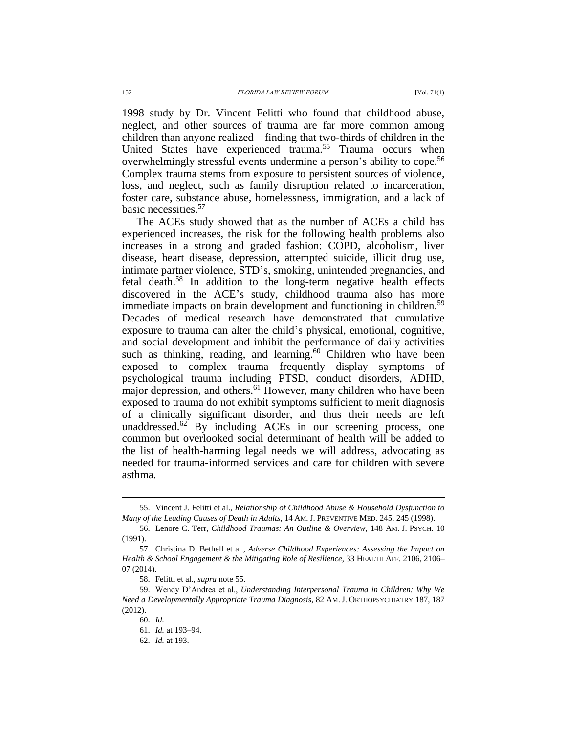1998 study by Dr. Vincent Felitti who found that childhood abuse, neglect, and other sources of trauma are far more common among children than anyone realized—finding that two-thirds of children in the United States have experienced trauma.[55] Trauma occurs when overwhelmingly stressful events undermine a person's ability to cope.[56] Complex trauma stems from exposure to persistent sources of violence, loss, and neglect, such as family disruption related to incarceration, foster care, substance abuse, homelessness, immigration, and a lack of basic necessities.[57]

The ACEs study showed that as the number of ACEs a child has experienced increases, the risk for the following health problems also increases in a strong and graded fashion: COPD, alcoholism, liver disease, heart disease, depression, attempted suicide, illicit drug use, intimate partner violence, STD's, smoking, unintended pregnancies, and fetal death.[58] In addition to the long-term negative health effects discovered in the ACE's study, childhood trauma also has more immediate impacts on brain development and functioning in children.[59] Decades of medical research have demonstrated that cumulative exposure to trauma can alter the child's physical, emotional, cognitive, and social development and inhibit the performance of daily activities such as thinking, reading, and learning.[60] Children who have been exposed to complex trauma frequently display symptoms of psychological trauma including PTSD, conduct disorders, ADHD, major depression, and others.[61] However, many children who have been exposed to trauma do not exhibit symptoms sufficient to merit diagnosis of a clinically significant disorder, and thus their needs are left unaddressed.[62] By including ACEs in our screening process, one common but overlooked social determinant of health will be added to the list of health-harming legal needs we will address, advocating as needed for trauma-informed services and care for children with severe asthma.

---

55. Vincent J. Felitti et al., *Relationship of Childhood Abuse & Household Dysfunction to Many of the Leading Causes of Death in Adults*, 14 AM. J. PREVENTIVE MED. 245, 245 (1998).

56. Lenore C. Terr, *Childhood Traumas: An Outline & Overview*, 148 AM. J. PSYCH. 10 (1991).

57. Christina D. Bethell et al., *Adverse Childhood Experiences: Assessing the Impact on Health & School Engagement & the Mitigating Role of Resilience*, 33 HEALTH AFF. 2106, 2106–07 (2014).

58. Felitti et al., *supra* note 55.

59. Wendy D'Andrea et al., *Understanding Interpersonal Trauma in Children: Why We Need a Developmentally Appropriate Trauma Diagnosis*, 82 AM. J. ORTHOPSYCHIATRY 187, 187 (2012).

60. *Id.*

61. *Id.* at 193–94.

62. *Id.* at 193.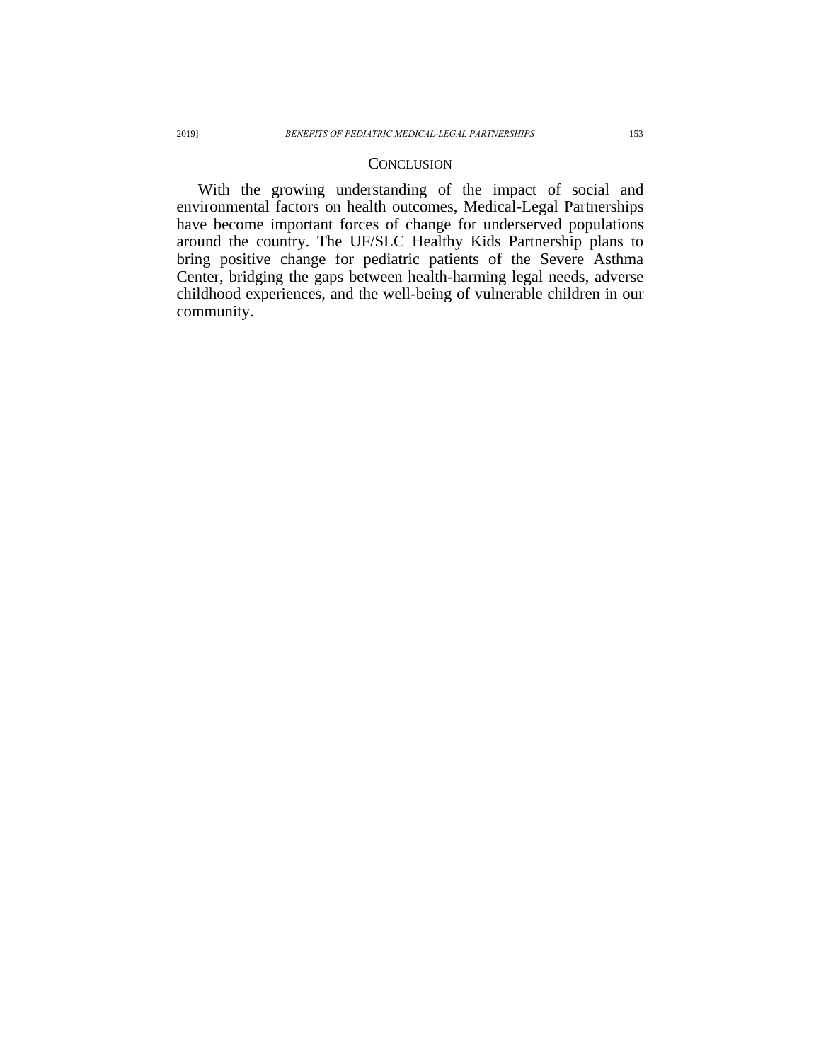## CONCLUSION

With the growing understanding of the impact of social and environmental factors on health outcomes, Medical-Legal Partnerships have become important forces of change for underserved populations around the country. The UF/SLC Healthy Kids Partnership plans to bring positive change for pediatric patients of the Severe Asthma Center, bridging the gaps between health-harming legal needs, adverse childhood experiences, and the well-being of vulnerable children in our community.